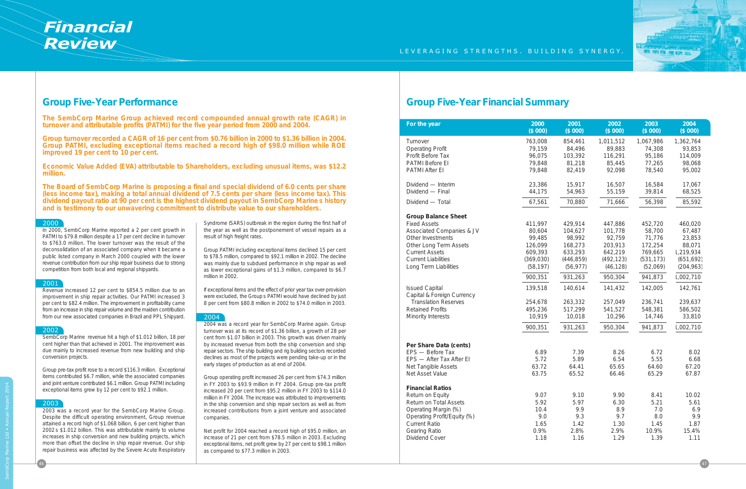# Financial Review

LEVERAGING STRENGTHS. BUILDING SYNERGY.

## Group Five-Year Performance

**The SembCorp Marine Group achieved record compounded annual growth rate (CAGR) in turnover and attributable profits (PATMI) for the five year period from 2000 and 2004.**

**Group turnover recorded a CAGR of 16 per cent from $0.76 billion in 2000 to $1.36 billion in 2004. Group PATMI, excluding exceptional items reached a record high of $98.0 million while ROE improved 19 per cent to 10 per cent.**

**Economic Value Added (EVA) attributable to Shareholders, excluding unusual items, was $12.2 million.**

**The Board of SembCorp Marine is proposing a final and special dividend of 6.0 cents per share (less income tax), making a total annual dividend of 7.5 cents per share (less income tax). This dividend payout ratio at 90 per cent is the highest dividend payout in SembCorp Marine s history and is testimony to our unwavering commitment to distribute value to our shareholders.**

### 2000

In 2000, SembCorp Marine reported a 2 per cent growth in PATMI to $79.8 million despite a 17 per cent decline in turnover to $763.0 million. The lower turnover was the result of the deconsolidation of an associated company when it became a public listed company in March 2000 coupled with the lower revenue contribution from our ship repair business due to strong competition from both local and regional shipyards.

### 2001

Revenue increased 12 per cent to $854.5 million due to an improvement in ship repair activities. Our PATMI increased 3 per cent to $82.4 million. The improvement in profitability came from an increase in ship repair volume and the maiden contribution from our new associated companies in Brazil and PPL Shipyard.

### 2002

SembCorp Marine revenue hit a high of $1.012 billion, 18 per cent higher than that achieved in 2001. The improvement was due mainly to increased revenue from new building and ship conversion projects.

Group pre-tax profit rose to a record $116.3 million. Exceptional items contributed $6.7 million, while the associated companies and joint venture contributed $6.1 million. Group PATMI including exceptional items grew by 12 per cent to $92.1 million.

### 2003

2003 was a record year for the SembCorp Marine Group. Despite the difficult operating environment, Group revenue attained a record high of $1.068 billion, 6 per cent higher than 2002 s $1.012 billion. This was attributable mainly to volume increases in ship conversion and new building projects, which more than offset the decline in ship repair revenue. Our ship repair business was affected by the Severe Acute Respiratory Syndrome (SARS) outbreak in the region during the first half of the year as well as the postponement of vessel repairs as a result of high freight rates.

Group PATMI including exceptional items declined 15 per cent to $78.5 million, compared to $92.1 million in 2002. The decline was mainly due to subdued performance in ship repair as well as lower exceptional gains of $1.3 million, compared to $6.7 million in 2002.

If exceptional items and the effect of prior year tax over-provision were excluded, the Group s PATMI would have declined by just 8 per cent from $80.8 million in 2002 to $74.0 million in 2003.

### 2004

2004 was a record year for SembCorp Marine again. Group turnover was at its record of $1.36 billion, a growth of 28 per cent from $1.07 billion in 2003. This growth was driven mainly by increased revenue from both the ship conversion and ship repair sectors. The ship building and rig building sectors recorded declines as most of the projects were pending take-up or in the early stages of production as at end of 2004.

Group operating profit increased 26 per cent from $74.3 million in FY 2003 to $93.9 million in FY 2004. Group pre-tax profit increased 20 per cent from $95.2 million in FY 2003 to $114.0 million in FY 2004. The increase was attributed to improvements in the ship conversion and ship repair sectors as well as from increased contributions from a joint venture and associated companies.

Net profit for 2004 reached a record high of $95.0 million, an increase of 21 per cent from $78.5 million in 2003. Excluding exceptional items, net profit grew by 27 per cent to $98.1 million as compared to $77.3 million in 2003.

## Group Five-Year Financial Summary

| For the year | 2000 ($ 000) | 2001 ($ 000) | 2002 ($ 000) | 2003 ($ 000) | 2004 ($ 000) |
|---|---|---|---|---|---|
| Turnover | 763,008 | 854,461 | 1,011,512 | 1,067,986 | 1,362,764 |
| Operating Profit | 79,159 | 84,496 | 89,883 | 74,308 | 93,853 |
| Profit Before Tax | 96,075 | 103,392 | 116,291 | 95,186 | 114,009 |
| PATMI Before EI | 79,848 | 81,218 | 85,445 | 77,265 | 98,068 |
| PATMI After EI | 79,848 | 82,419 | 92,098 | 78,540 | 95,002 |
| Dividend — Interim | 23,386 | 15,917 | 16,507 | 16,584 | 17,067 |
| Dividend — Final | 44,175 | 54,963 | 55,159 | 39,814 | 68,525 |
| Dividend — Total | 67,561 | 70,880 | 71,666 | 56,398 | 85,592 |
| **Group Balance Sheet** | | | | | |
| Fixed Assets | 411,997 | 429,914 | 447,886 | 452,720 | 460,020 |
| Associated Companies & JV | 80,604 | 104,627 | 101,778 | 58,700 | 67,487 |
| Other Investments | 99,485 | 98,992 | 92,759 | 71,776 | 23,853 |
| Other Long Term Assets | 126,099 | 168,273 | 203,913 | 172,254 | 88,071 |
| Current Assets | 609,393 | 633,293 | 642,219 | 769,665 | 1,219,934 |
| Current Liabilities | (369,030) | (446,859) | (492,123) | (531,173) | (651,692) |
| Long Term Liabilities | (58,197) | (56,977) | (46,128) | (52,069) | (204,963) |
| | 900,351 | 931,263 | 950,304 | 941,873 | 1,002,710 |
| Issued Capital | 139,518 | 140,614 | 141,432 | 142,005 | 142,761 |
| Capital & Foreign Currency Translation Reserves | 254,678 | 263,332 | 257,049 | 236,741 | 239,637 |
| Retained Profits | 495,236 | 517,299 | 541,527 | 548,381 | 586,502 |
| Minority Interests | 10,919 | 10,018 | 10,296 | 14,746 | 33,810 |
| | 900,351 | 931,263 | 950,304 | 941,873 | 1,002,710 |
| **Per Share Data (cents)** | | | | | |
| EPS — Before Tax | 6.89 | 7.39 | 8.26 | 6.72 | 8.02 |
| EPS — After Tax After EI | 5.72 | 5.89 | 6.54 | 5.55 | 6.68 |
| Net Tangible Assets | 63.72 | 64.41 | 65.65 | 64.60 | 67.20 |
| Net Asset Value | 63.75 | 65.52 | 66.46 | 65.29 | 67.87 |
| **Financial Ratios** | | | | | |
| Return on Equity | 9.07 | 9.10 | 9.90 | 8.41 | 10.02 |
| Return on Total Assets | 5.92 | 5.97 | 6.30 | 5.21 | 5.61 |
| Operating Margin (%) | 10.4 | 9.9 | 8.9 | 7.0 | 6.9 |
| Operating Profit/Equity (%) | 9.0 | 9.3 | 9.7 | 8.0 | 9.9 |
| Current Ratio | 1.65 | 1.42 | 1.30 | 1.45 | 1.87 |
| Gearing Ratio | 0.9% | 2.8% | 2.9% | 10.9% | 15.4% |
| Dividend Cover | 1.18 | 1.16 | 1.29 | 1.39 | 1.11 |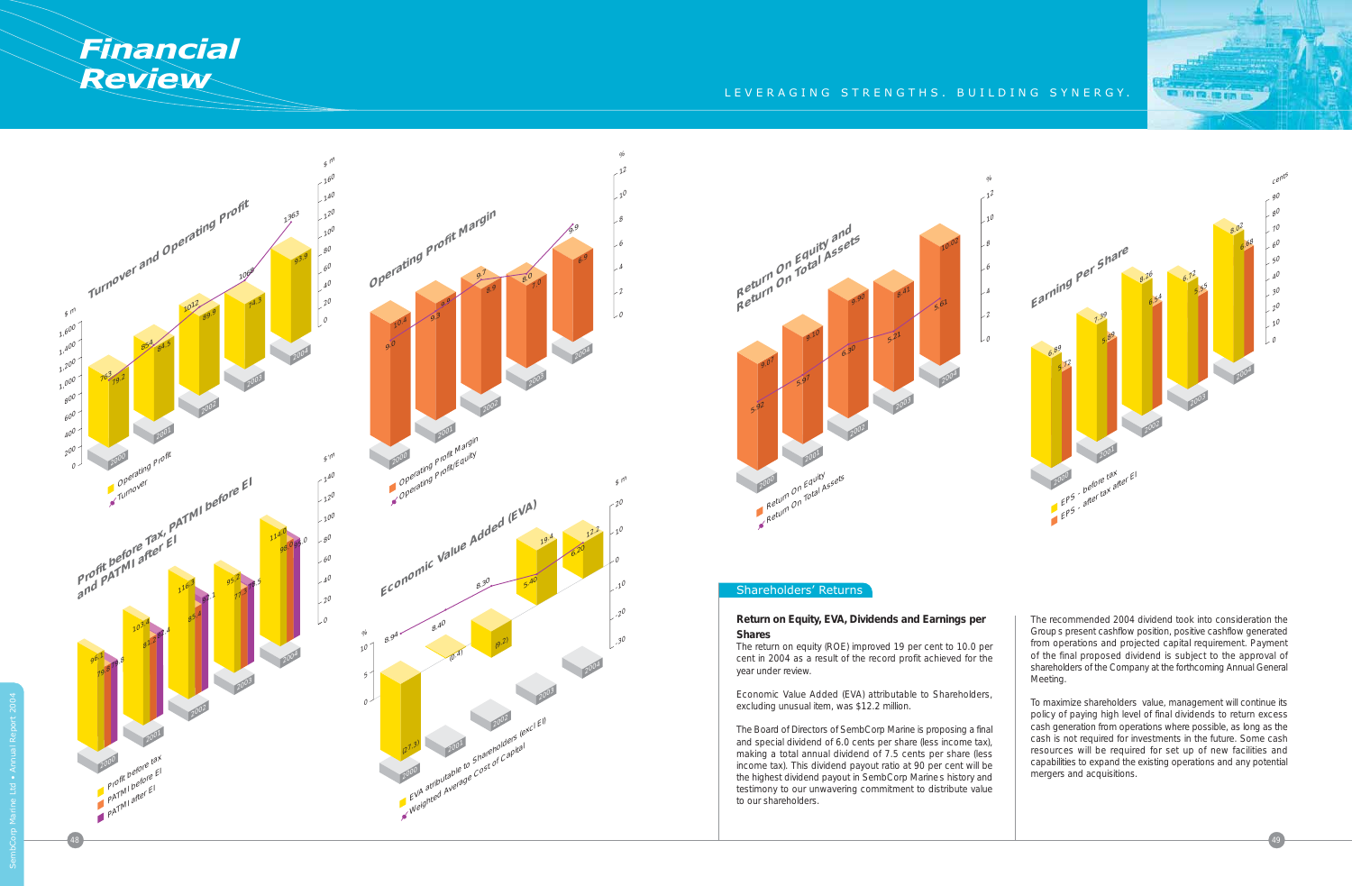# Financial Review

LEVERAGING STRENGTHS. BUILDING SYNERGY.

Turnover and Operating Profit

$ m
1,600
1,400
1,200
1,000
800
600
400
200
0

$ m
160
140
120
100
80
60
40
20
0

763
79.2
854
84.5
1012
89.9
1068
74.3
1363
93.9
2000
2001
2002
2003
2004

Operating Profit
Turnover

Operating Profit Margin

%
12
10
8
6
4
2
0

10.4
9.0
9.3
9.9
9.7
8.9
8.0
7.0
9.9
6.9
2000
2001
2002
2003
2004

Operating Profit Margin
Operating Profit/Equity

Return On Equity and Return On Total Assets

%
12
10
8
6
4
2
0

9.07
5.92
9.10
5.97
9.90
6.30
8.41
5.21
10.02
5.61
2000
2001
2002
2003
2004

Return On Equity
Return On Total Assets

Earning Per Share

cents
90
80
70
60
50
40
30
20
10
0

6.89
5.72
7.39
5.89
8.26
6.54
6.72
5.55
8.02
6.68
2000
2001
2002
2003
2004

EPS - before tax
EPS - after tax after EI

Profit before Tax, PATMI before EI and PATMI after EI

$'m
140
120
100
80
60
40
20
0

96.4
79.5
79.8
103.4
81.2
82.4
116.3
85.4
87.1
95.7
77.3
78.5
114.0
98.0
95.0
2000
2001
2002
2003
2004

Profit before tax
PATMI before EI
PATMI after EI

Economic Value Added (EVA)

$ m
20
10
0
-10
-20
-30

%
10
5
0

8.94
8.40
8.30
5.40
6.20
(27.3)
(0.4)
(9.2)
19.4
12.2
2000
2001
2002
2003
2004

EVA attributable to Shareholders (excl EI)
Weighted Average Cost of Capital

## Shareholders' Returns

### Return on Equity, EVA, Dividends and Earnings per Shares

The return on equity (ROE) improved 19 per cent to 10.0 per cent in 2004 as a result of the record profit achieved for the year under review.

Economic Value Added (EVA) attributable to Shareholders, excluding unusual item, was $12.2 million.

The Board of Directors of SembCorp Marine is proposing a final and special dividend of 6.0 cents per share (less income tax), making a total annual dividend of 7.5 cents per share (less income tax). This dividend payout ratio at 90 per cent will be the highest dividend payout in SembCorp Marines history and testimony to our unwavering commitment to distribute value to our shareholders.

The recommended 2004 dividend took into consideration the Group s present cashflow position, positive cashflow generated from operations and projected capital requirement. Payment of the final proposed dividend is subject to the approval of shareholders of the Company at the forthcoming Annual General Meeting.

To maximize shareholders value, management will continue its policy of paying high level of final dividends to return excess cash generation from operations where possible, as long as the cash is not required for investments in the future. Some cash resources will be required for set up of new facilities and capabilities to expand the existing operations and any potential mergers and acquisitions.